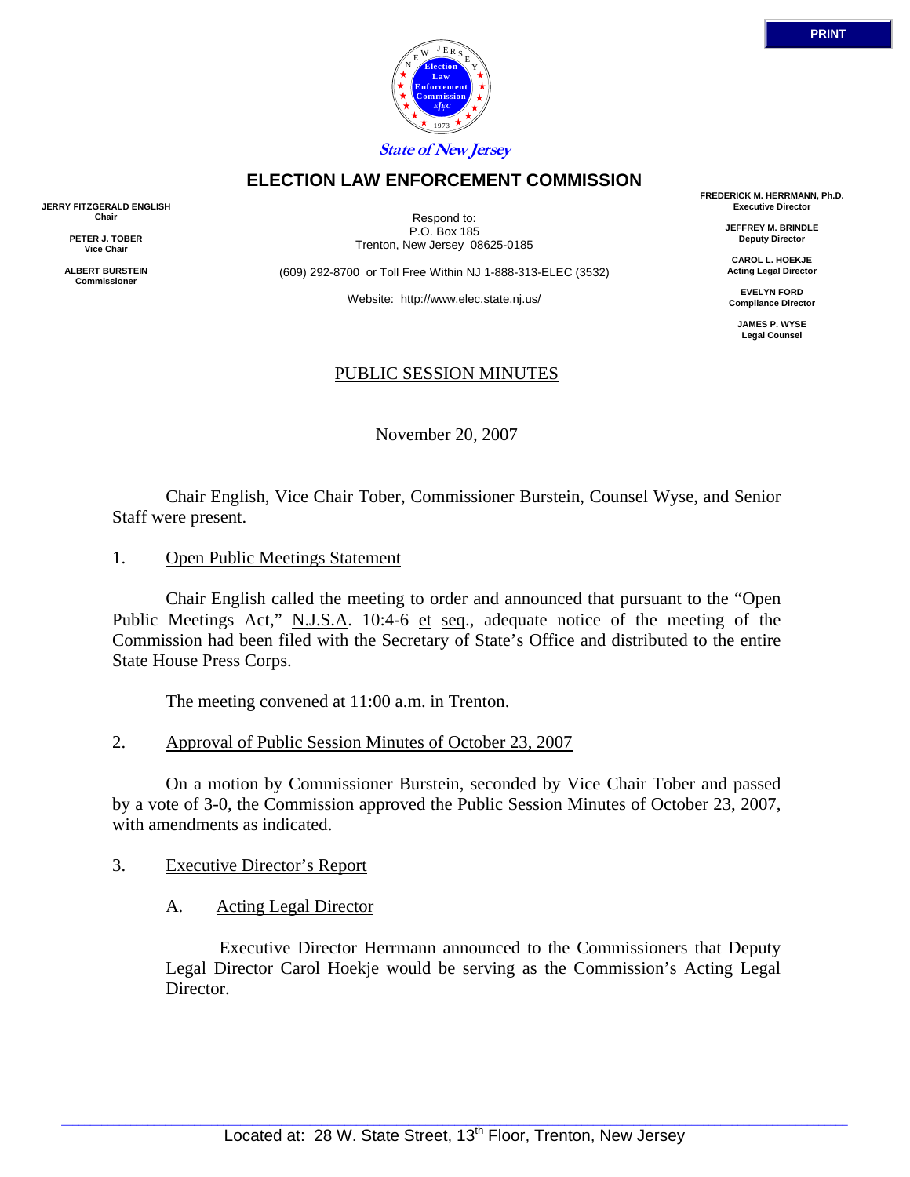PRINT

State of New Jersey

# ELECTION LAW ENFORCEMENT COMMISSION

**JERRY FITZGERALD ENGLISH**
**Chair**

**PETER J. TOBER**
**Vice Chair**

**ALBERT BURSTEIN**
**Commissioner**

Respond to:
P.O. Box 185
Trenton, New Jersey 08625-0185

(609) 292-8700 or Toll Free Within NJ 1-888-313-ELEC (3532)

Website: http://www.elec.state.nj.us/

**FREDERICK M. HERRMANN, Ph.D.**
**Executive Director**

**JEFFREY M. BRINDLE**
**Deputy Director**

**CAROL L. HOEKJE**
**Acting Legal Director**

**EVELYN FORD**
**Compliance Director**

**JAMES P. WYSE**
**Legal Counsel**

## PUBLIC SESSION MINUTES

November 20, 2007

Chair English, Vice Chair Tober, Commissioner Burstein, Counsel Wyse, and Senior Staff were present.

1. Open Public Meetings Statement

Chair English called the meeting to order and announced that pursuant to the "Open Public Meetings Act," N.J.S.A. 10:4-6 et seq., adequate notice of the meeting of the Commission had been filed with the Secretary of State's Office and distributed to the entire State House Press Corps.

The meeting convened at 11:00 a.m. in Trenton.

2. Approval of Public Session Minutes of October 23, 2007

On a motion by Commissioner Burstein, seconded by Vice Chair Tober and passed by a vote of 3-0, the Commission approved the Public Session Minutes of October 23, 2007, with amendments as indicated.

3. Executive Director's Report

A. Acting Legal Director

Executive Director Herrmann announced to the Commissioners that Deputy Legal Director Carol Hoekje would be serving as the Commission's Acting Legal Director.

Located at: 28 W. State Street, 13th Floor, Trenton, New Jersey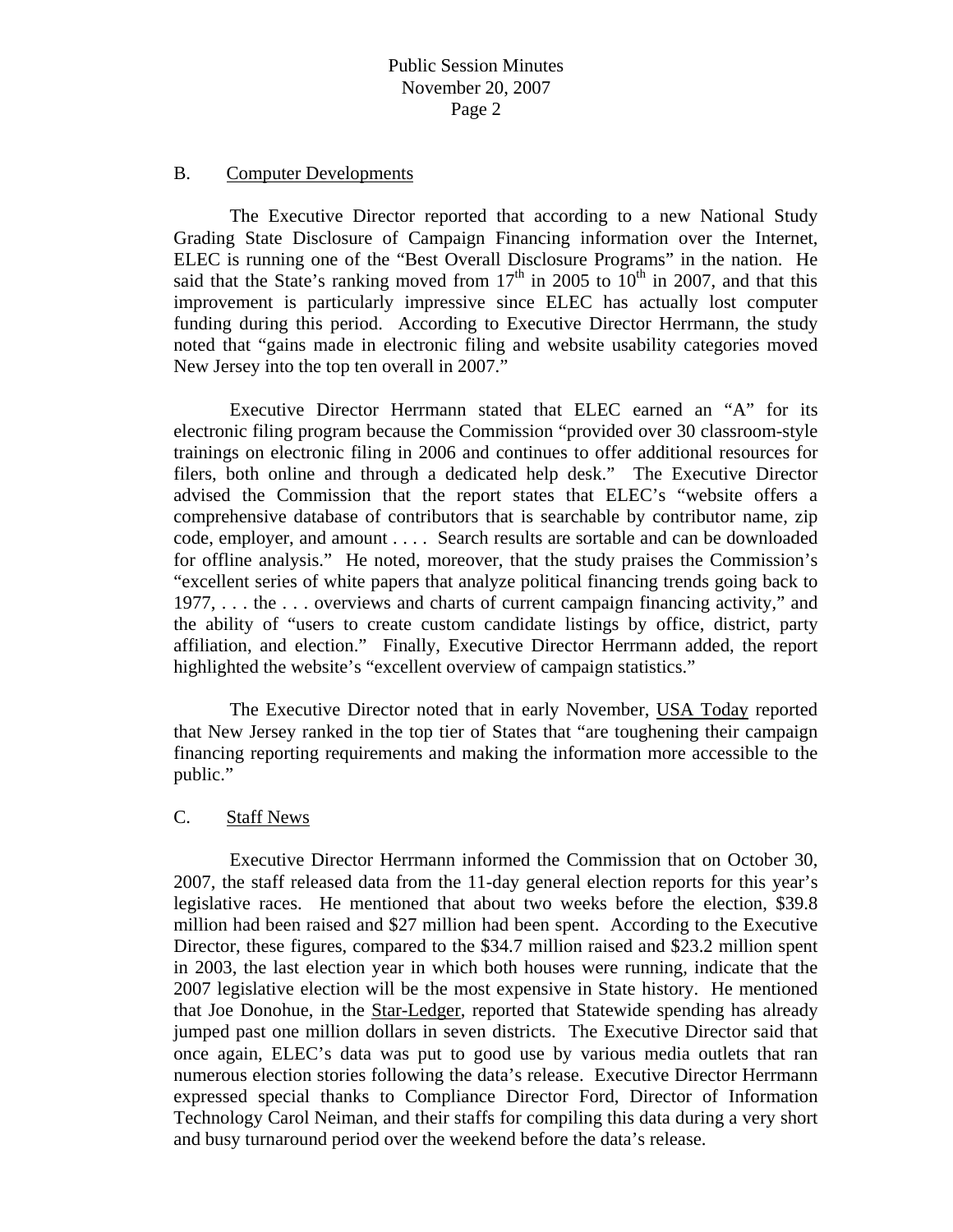B. Computer Developments

The Executive Director reported that according to a new National Study Grading State Disclosure of Campaign Financing information over the Internet, ELEC is running one of the "Best Overall Disclosure Programs" in the nation. He said that the State's ranking moved from 17th in 2005 to 10th in 2007, and that this improvement is particularly impressive since ELEC has actually lost computer funding during this period. According to Executive Director Herrmann, the study noted that "gains made in electronic filing and website usability categories moved New Jersey into the top ten overall in 2007."

Executive Director Herrmann stated that ELEC earned an "A" for its electronic filing program because the Commission "provided over 30 classroom-style trainings on electronic filing in 2006 and continues to offer additional resources for filers, both online and through a dedicated help desk." The Executive Director advised the Commission that the report states that ELEC's "website offers a comprehensive database of contributors that is searchable by contributor name, zip code, employer, and amount . . . . Search results are sortable and can be downloaded for offline analysis." He noted, moreover, that the study praises the Commission's "excellent series of white papers that analyze political financing trends going back to 1977, . . . the . . . overviews and charts of current campaign financing activity," and the ability of "users to create custom candidate listings by office, district, party affiliation, and election." Finally, Executive Director Herrmann added, the report highlighted the website's "excellent overview of campaign statistics."

The Executive Director noted that in early November, USA Today reported that New Jersey ranked in the top tier of States that "are toughening their campaign financing reporting requirements and making the information more accessible to the public."

C. Staff News

Executive Director Herrmann informed the Commission that on October 30, 2007, the staff released data from the 11-day general election reports for this year's legislative races. He mentioned that about two weeks before the election, $39.8 million had been raised and $27 million had been spent. According to the Executive Director, these figures, compared to the $34.7 million raised and $23.2 million spent in 2003, the last election year in which both houses were running, indicate that the 2007 legislative election will be the most expensive in State history. He mentioned that Joe Donohue, in the Star-Ledger, reported that Statewide spending has already jumped past one million dollars in seven districts. The Executive Director said that once again, ELEC's data was put to good use by various media outlets that ran numerous election stories following the data's release. Executive Director Herrmann expressed special thanks to Compliance Director Ford, Director of Information Technology Carol Neiman, and their staffs for compiling this data during a very short and busy turnaround period over the weekend before the data's release.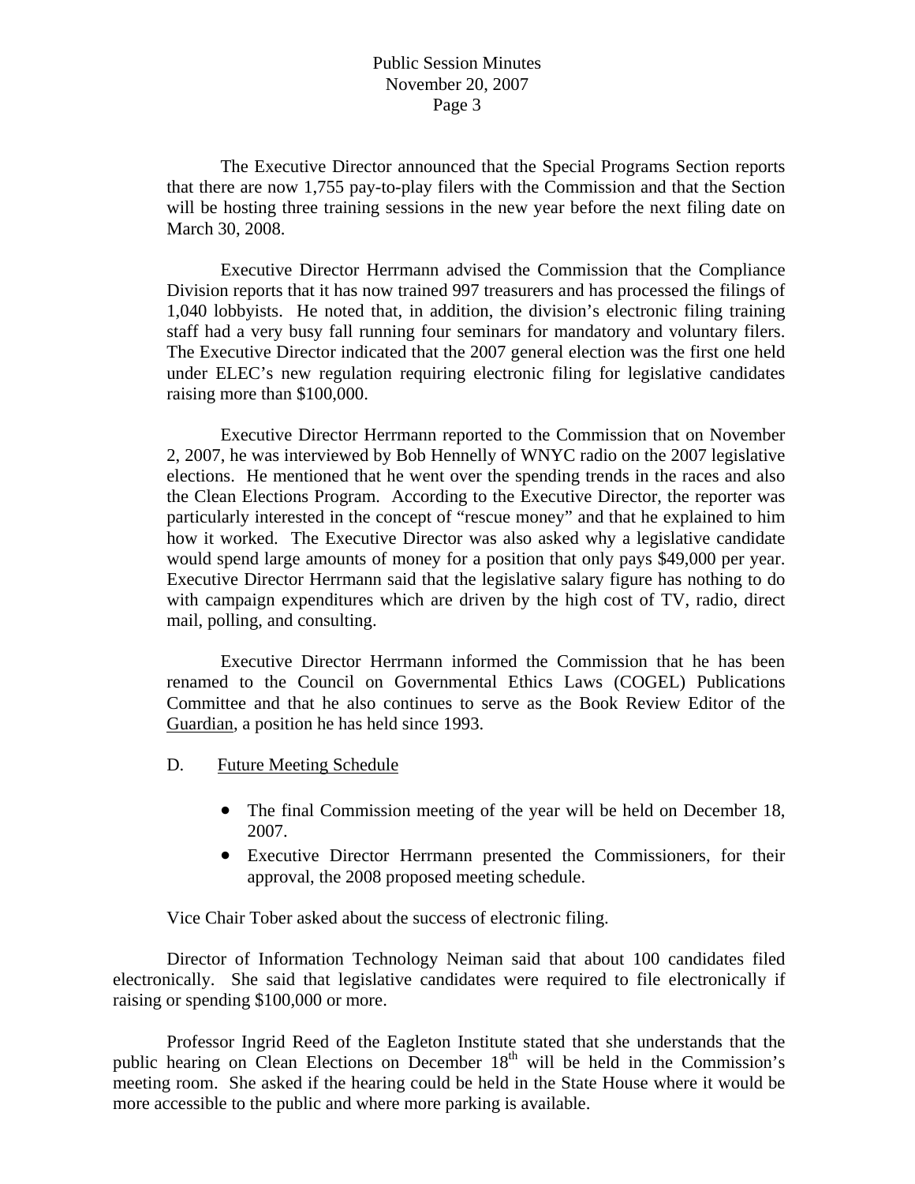The Executive Director announced that the Special Programs Section reports that there are now 1,755 pay-to-play filers with the Commission and that the Section will be hosting three training sessions in the new year before the next filing date on March 30, 2008.

Executive Director Herrmann advised the Commission that the Compliance Division reports that it has now trained 997 treasurers and has processed the filings of 1,040 lobbyists. He noted that, in addition, the division's electronic filing training staff had a very busy fall running four seminars for mandatory and voluntary filers. The Executive Director indicated that the 2007 general election was the first one held under ELEC's new regulation requiring electronic filing for legislative candidates raising more than $100,000.

Executive Director Herrmann reported to the Commission that on November 2, 2007, he was interviewed by Bob Hennelly of WNYC radio on the 2007 legislative elections. He mentioned that he went over the spending trends in the races and also the Clean Elections Program. According to the Executive Director, the reporter was particularly interested in the concept of "rescue money" and that he explained to him how it worked. The Executive Director was also asked why a legislative candidate would spend large amounts of money for a position that only pays $49,000 per year. Executive Director Herrmann said that the legislative salary figure has nothing to do with campaign expenditures which are driven by the high cost of TV, radio, direct mail, polling, and consulting.

Executive Director Herrmann informed the Commission that he has been renamed to the Council on Governmental Ethics Laws (COGEL) Publications Committee and that he also continues to serve as the Book Review Editor of the Guardian, a position he has held since 1993.

D. Future Meeting Schedule

- The final Commission meeting of the year will be held on December 18, 2007.
- Executive Director Herrmann presented the Commissioners, for their approval, the 2008 proposed meeting schedule.

Vice Chair Tober asked about the success of electronic filing.

Director of Information Technology Neiman said that about 100 candidates filed electronically. She said that legislative candidates were required to file electronically if raising or spending $100,000 or more.

Professor Ingrid Reed of the Eagleton Institute stated that she understands that the public hearing on Clean Elections on December 18th will be held in the Commission's meeting room. She asked if the hearing could be held in the State House where it would be more accessible to the public and where more parking is available.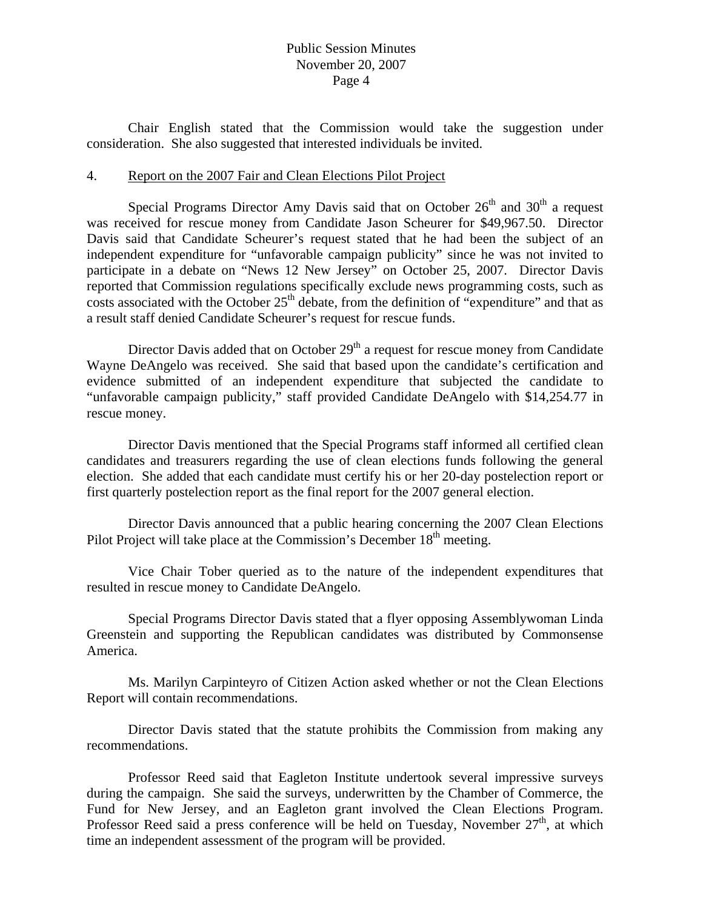Chair English stated that the Commission would take the suggestion under consideration. She also suggested that interested individuals be invited.

4. Report on the 2007 Fair and Clean Elections Pilot Project

Special Programs Director Amy Davis said that on October 26th and 30th a request was received for rescue money from Candidate Jason Scheurer for $49,967.50. Director Davis said that Candidate Scheurer's request stated that he had been the subject of an independent expenditure for "unfavorable campaign publicity" since he was not invited to participate in a debate on "News 12 New Jersey" on October 25, 2007. Director Davis reported that Commission regulations specifically exclude news programming costs, such as costs associated with the October 25th debate, from the definition of "expenditure" and that as a result staff denied Candidate Scheurer's request for rescue funds.

Director Davis added that on October 29th a request for rescue money from Candidate Wayne DeAngelo was received. She said that based upon the candidate's certification and evidence submitted of an independent expenditure that subjected the candidate to "unfavorable campaign publicity," staff provided Candidate DeAngelo with $14,254.77 in rescue money.

Director Davis mentioned that the Special Programs staff informed all certified clean candidates and treasurers regarding the use of clean elections funds following the general election. She added that each candidate must certify his or her 20-day postelection report or first quarterly postelection report as the final report for the 2007 general election.

Director Davis announced that a public hearing concerning the 2007 Clean Elections Pilot Project will take place at the Commission's December 18th meeting.

Vice Chair Tober queried as to the nature of the independent expenditures that resulted in rescue money to Candidate DeAngelo.

Special Programs Director Davis stated that a flyer opposing Assemblywoman Linda Greenstein and supporting the Republican candidates was distributed by Commonsense America.

Ms. Marilyn Carpinteyro of Citizen Action asked whether or not the Clean Elections Report will contain recommendations.

Director Davis stated that the statute prohibits the Commission from making any recommendations.

Professor Reed said that Eagleton Institute undertook several impressive surveys during the campaign. She said the surveys, underwritten by the Chamber of Commerce, the Fund for New Jersey, and an Eagleton grant involved the Clean Elections Program. Professor Reed said a press conference will be held on Tuesday, November 27th, at which time an independent assessment of the program will be provided.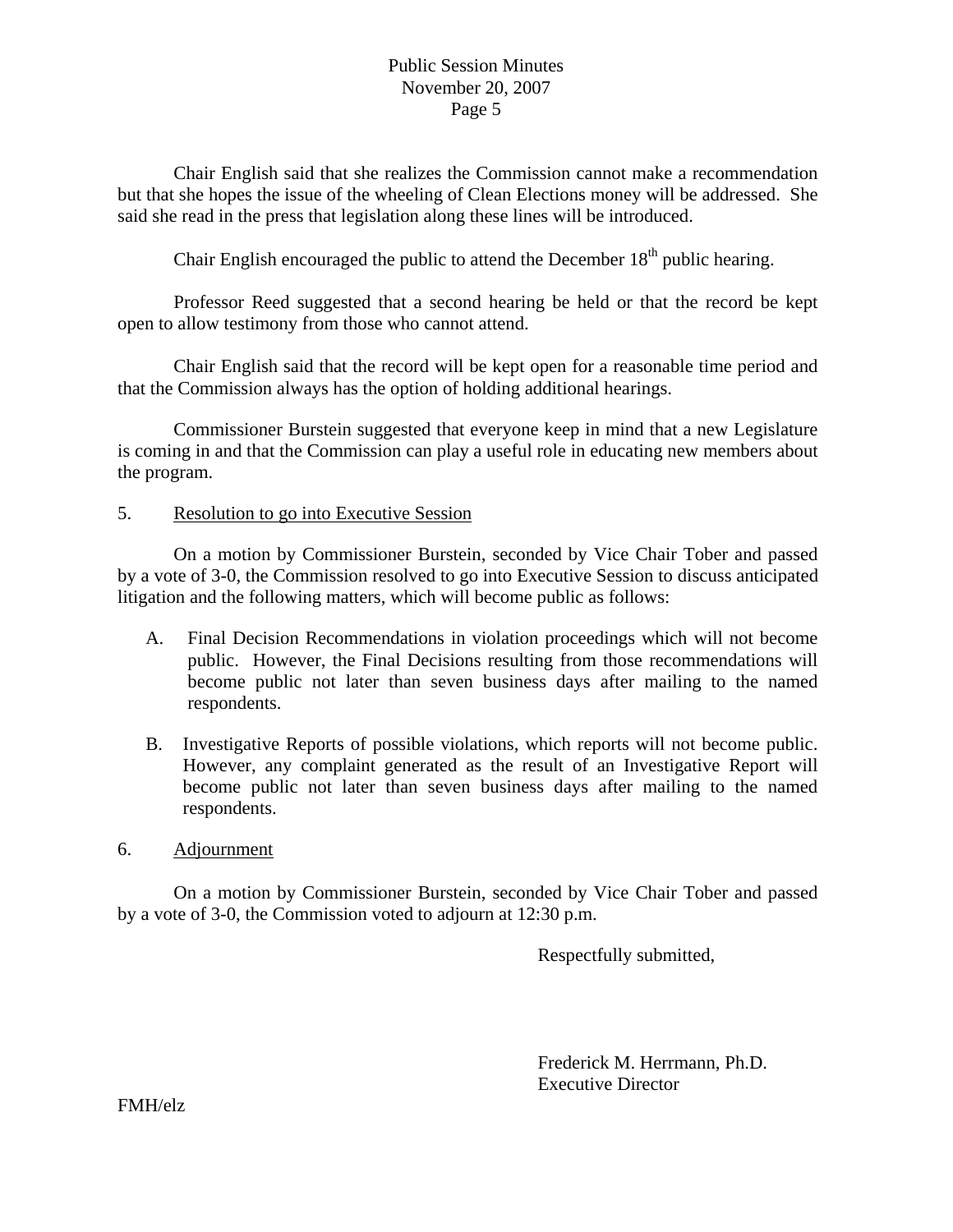Chair English said that she realizes the Commission cannot make a recommendation but that she hopes the issue of the wheeling of Clean Elections money will be addressed. She said she read in the press that legislation along these lines will be introduced.

Chair English encouraged the public to attend the December 18th public hearing.

Professor Reed suggested that a second hearing be held or that the record be kept open to allow testimony from those who cannot attend.

Chair English said that the record will be kept open for a reasonable time period and that the Commission always has the option of holding additional hearings.

Commissioner Burstein suggested that everyone keep in mind that a new Legislature is coming in and that the Commission can play a useful role in educating new members about the program.

5. Resolution to go into Executive Session

On a motion by Commissioner Burstein, seconded by Vice Chair Tober and passed by a vote of 3-0, the Commission resolved to go into Executive Session to discuss anticipated litigation and the following matters, which will become public as follows:

A. Final Decision Recommendations in violation proceedings which will not become public. However, the Final Decisions resulting from those recommendations will become public not later than seven business days after mailing to the named respondents.

B. Investigative Reports of possible violations, which reports will not become public. However, any complaint generated as the result of an Investigative Report will become public not later than seven business days after mailing to the named respondents.

6. Adjournment

On a motion by Commissioner Burstein, seconded by Vice Chair Tober and passed by a vote of 3-0, the Commission voted to adjourn at 12:30 p.m.

Respectfully submitted,

Frederick M. Herrmann, Ph.D.
Executive Director

FMH/elz